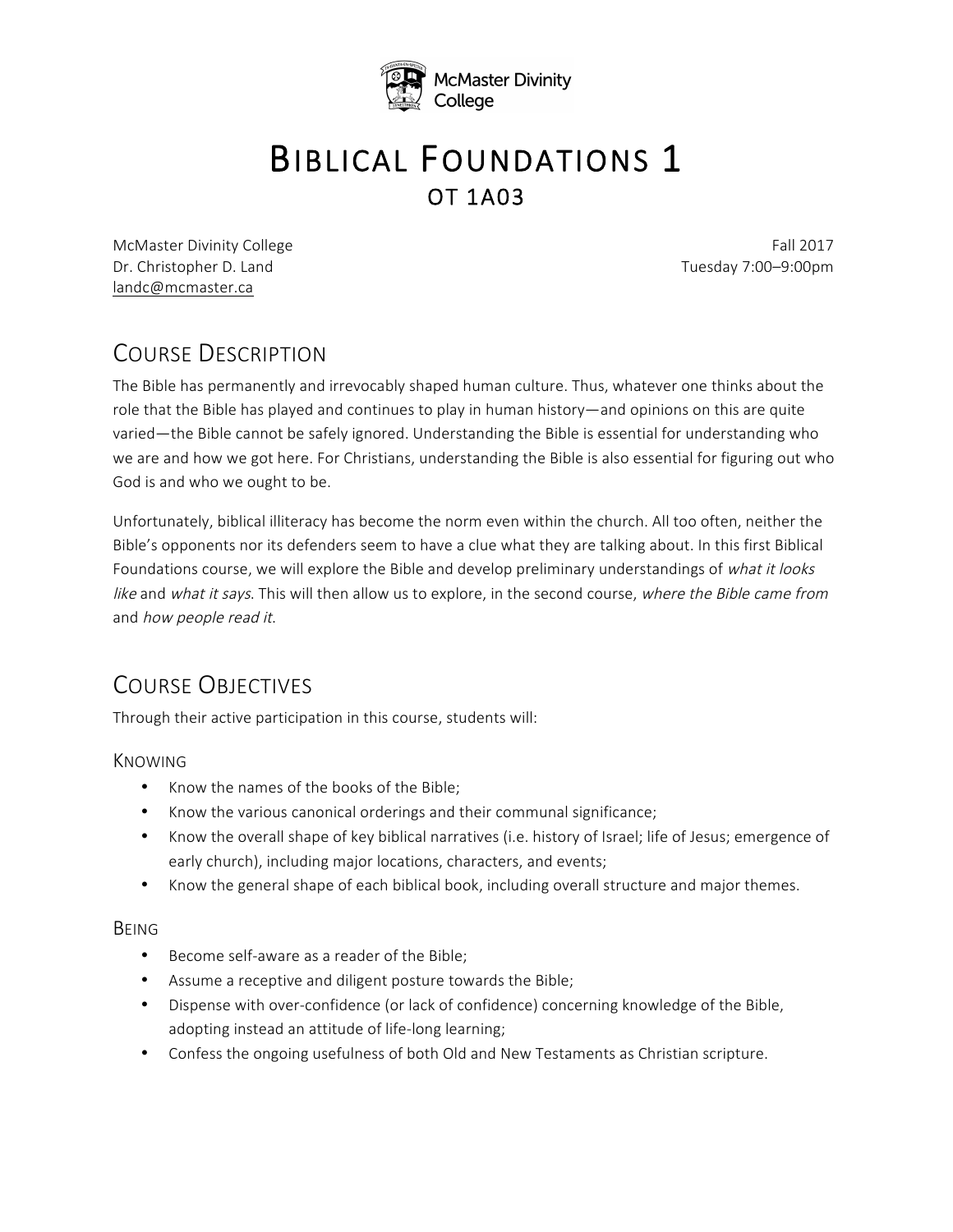McMaster Divinity College

# BIBLICAL FOUNDATIONS 1

## OT 1A03

McMaster Divinity College
Dr. Christopher D. Land
landc@mcmaster.ca

Fall 2017
Tuesday 7:00–9:00pm

## COURSE DESCRIPTION

The Bible has permanently and irrevocably shaped human culture. Thus, whatever one thinks about the role that the Bible has played and continues to play in human history—and opinions on this are quite varied—the Bible cannot be safely ignored. Understanding the Bible is essential for understanding who we are and how we got here. For Christians, understanding the Bible is also essential for figuring out who God is and who we ought to be.

Unfortunately, biblical illiteracy has become the norm even within the church. All too often, neither the Bible's opponents nor its defenders seem to have a clue what they are talking about. In this first Biblical Foundations course, we will explore the Bible and develop preliminary understandings of *what it looks like* and *what it says*. This will then allow us to explore, in the second course, *where the Bible came from* and *how people read it*.

## COURSE OBJECTIVES

Through their active participation in this course, students will:

### KNOWING

- Know the names of the books of the Bible;
- Know the various canonical orderings and their communal significance;
- Know the overall shape of key biblical narratives (i.e. history of Israel; life of Jesus; emergence of early church), including major locations, characters, and events;
- Know the general shape of each biblical book, including overall structure and major themes.

### BEING

- Become self-aware as a reader of the Bible;
- Assume a receptive and diligent posture towards the Bible;
- Dispense with over-confidence (or lack of confidence) concerning knowledge of the Bible, adopting instead an attitude of life-long learning;
- Confess the ongoing usefulness of both Old and New Testaments as Christian scripture.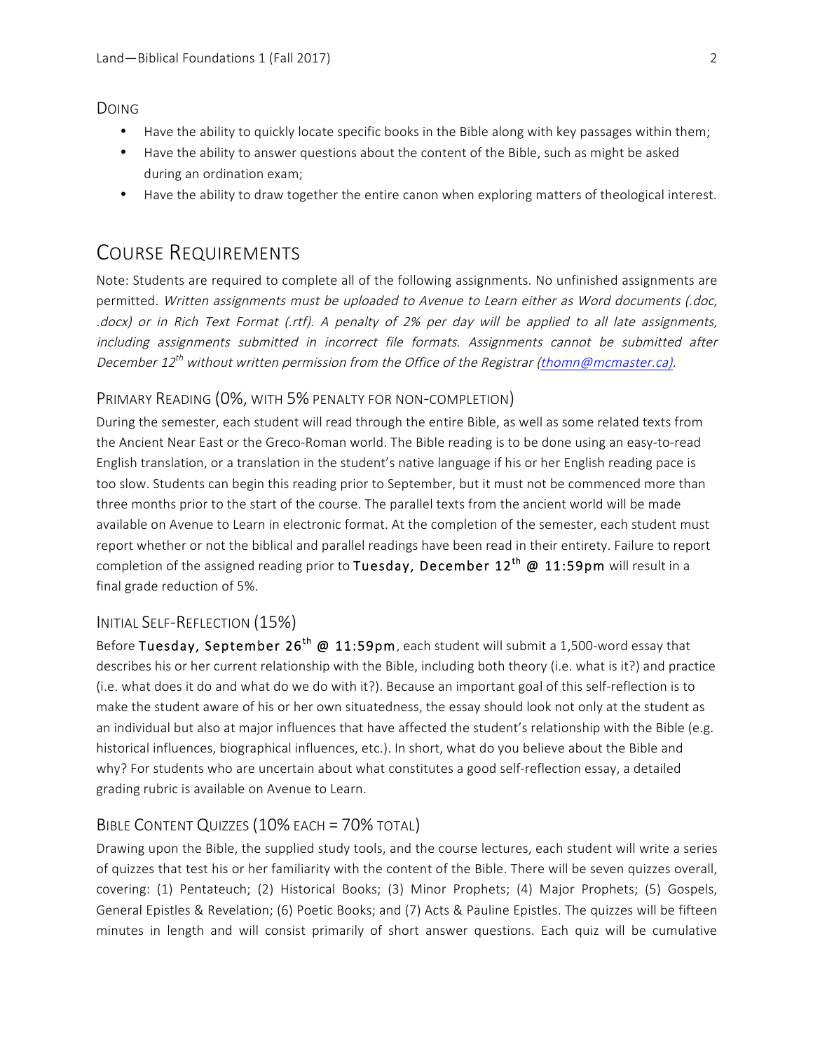### Doing

- Have the ability to quickly locate specific books in the Bible along with key passages within them;
- Have the ability to answer questions about the content of the Bible, such as might be asked during an ordination exam;
- Have the ability to draw together the entire canon when exploring matters of theological interest.

## Course Requirements

Note: Students are required to complete all of the following assignments. No unfinished assignments are permitted. *Written assignments must be uploaded to Avenue to Learn either as Word documents (.doc, .docx) or in Rich Text Format (.rtf). A penalty of 2% per day will be applied to all late assignments, including assignments submitted in incorrect file formats. Assignments cannot be submitted after December 12th without written permission from the Office of the Registrar ([thomn@mcmaster.ca](mailto:thomn@mcmaster.ca)).*

### Primary Reading (0%, with 5% penalty for non-completion)

During the semester, each student will read through the entire Bible, as well as some related texts from the Ancient Near East or the Greco-Roman world. The Bible reading is to be done using an easy-to-read English translation, or a translation in the student's native language if his or her English reading pace is too slow. Students can begin this reading prior to September, but it must not be commenced more than three months prior to the start of the course. The parallel texts from the ancient world will be made available on Avenue to Learn in electronic format. At the completion of the semester, each student must report whether or not the biblical and parallel readings have been read in their entirety. Failure to report completion of the assigned reading prior to **Tuesday, December 12th @ 11:59pm** will result in a final grade reduction of 5%.

### Initial Self-Reflection (15%)

Before **Tuesday, September 26th @ 11:59pm**, each student will submit a 1,500-word essay that describes his or her current relationship with the Bible, including both theory (i.e. what is it?) and practice (i.e. what does it do and what do we do with it?). Because an important goal of this self-reflection is to make the student aware of his or her own situatedness, the essay should look not only at the student as an individual but also at major influences that have affected the student's relationship with the Bible (e.g. historical influences, biographical influences, etc.). In short, what do you believe about the Bible and why? For students who are uncertain about what constitutes a good self-reflection essay, a detailed grading rubric is available on Avenue to Learn.

### Bible Content Quizzes (10% each = 70% total)

Drawing upon the Bible, the supplied study tools, and the course lectures, each student will write a series of quizzes that test his or her familiarity with the content of the Bible. There will be seven quizzes overall, covering: (1) Pentateuch; (2) Historical Books; (3) Minor Prophets; (4) Major Prophets; (5) Gospels, General Epistles & Revelation; (6) Poetic Books; and (7) Acts & Pauline Epistles. The quizzes will be fifteen minutes in length and will consist primarily of short answer questions. Each quiz will be cumulative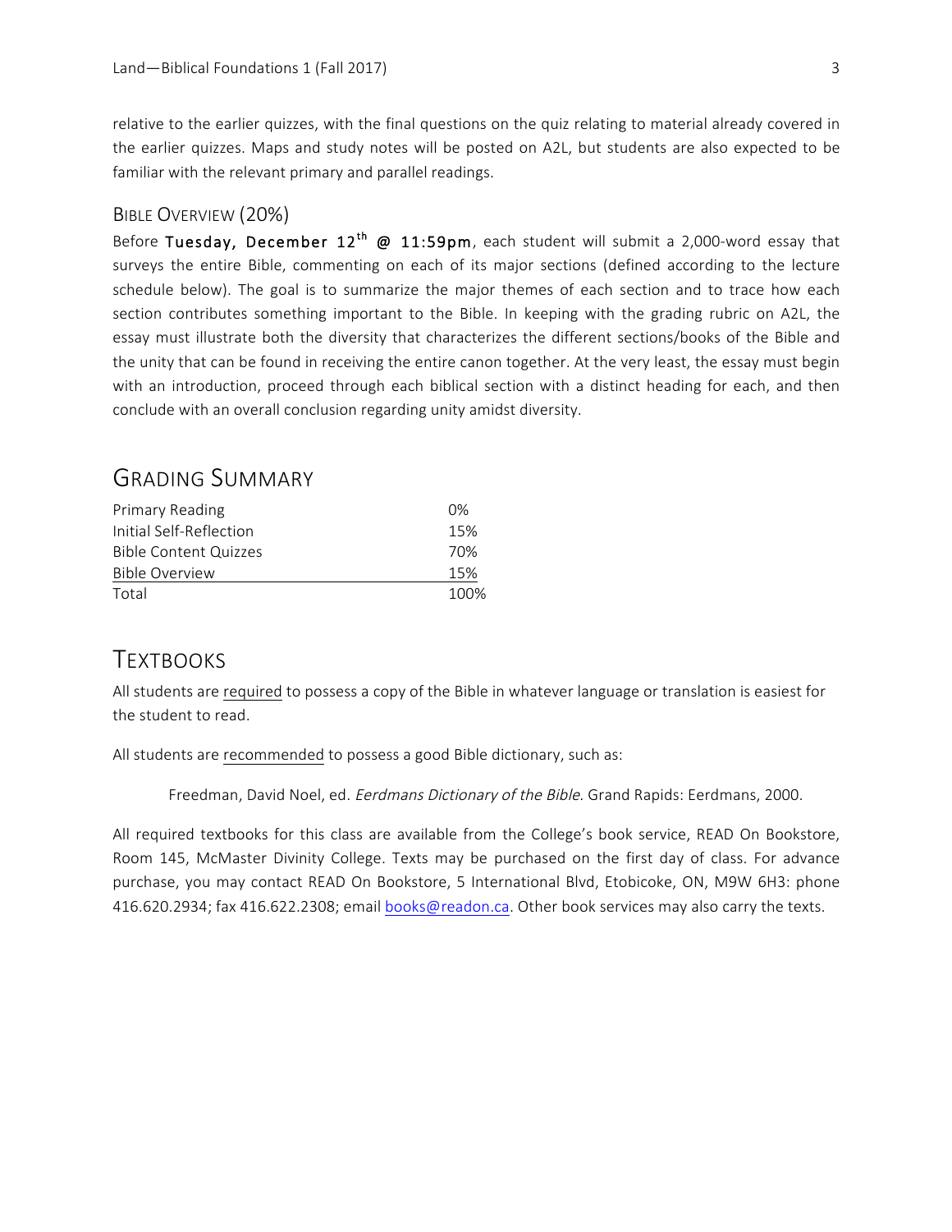relative to the earlier quizzes, with the final questions on the quiz relating to material already covered in the earlier quizzes. Maps and study notes will be posted on A2L, but students are also expected to be familiar with the relevant primary and parallel readings.

### Bible Overview (20%)

Before **Tuesday, December 12th @ 11:59pm**, each student will submit a 2,000-word essay that surveys the entire Bible, commenting on each of its major sections (defined according to the lecture schedule below). The goal is to summarize the major themes of each section and to trace how each section contributes something important to the Bible. In keeping with the grading rubric on A2L, the essay must illustrate both the diversity that characterizes the different sections/books of the Bible and the unity that can be found in receiving the entire canon together. At the very least, the essay must begin with an introduction, proceed through each biblical section with a distinct heading for each, and then conclude with an overall conclusion regarding unity amidst diversity.

## Grading Summary

| | |
|---|---|
| Primary Reading | 0% |
| Initial Self-Reflection | 15% |
| Bible Content Quizzes | 70% |
| Bible Overview | 15% |
| Total | 100% |

## Textbooks

All students are required to possess a copy of the Bible in whatever language or translation is easiest for the student to read.

All students are recommended to possess a good Bible dictionary, such as:

Freedman, David Noel, ed. *Eerdmans Dictionary of the Bible*. Grand Rapids: Eerdmans, 2000.

All required textbooks for this class are available from the College's book service, READ On Bookstore, Room 145, McMaster Divinity College. Texts may be purchased on the first day of class. For advance purchase, you may contact READ On Bookstore, 5 International Blvd, Etobicoke, ON, M9W 6H3: phone 416.620.2934; fax 416.622.2308; email books@readon.ca. Other book services may also carry the texts.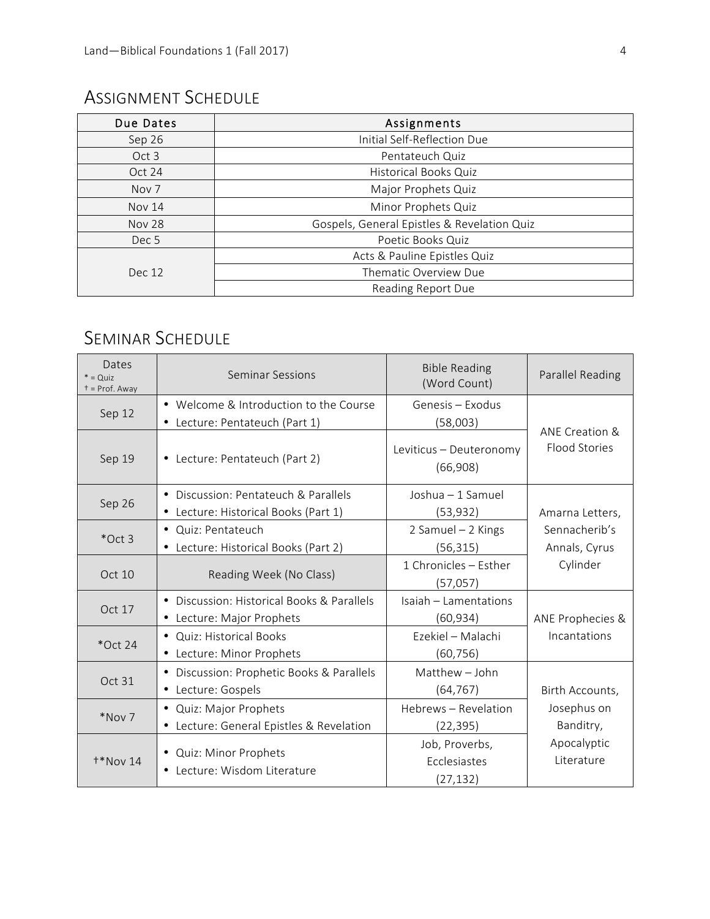## Assignment Schedule

| Due Dates | Assignments |
| --- | --- |
| Sep 26 | Initial Self-Reflection Due |
| Oct 3 | Pentateuch Quiz |
| Oct 24 | Historical Books Quiz |
| Nov 7 | Major Prophets Quiz |
| Nov 14 | Minor Prophets Quiz |
| Nov 28 | Gospels, General Epistles & Revelation Quiz |
| Dec 5 | Poetic Books Quiz |
| Dec 12 | Acts & Pauline Epistles Quiz |
| | Thematic Overview Due |
| | Reading Report Due |

## Seminar Schedule

| Dates<br>* = Quiz<br>† = Prof. Away | Seminar Sessions | Bible Reading (Word Count) | Parallel Reading |
| --- | --- | --- | --- |
| Sep 12 | • Welcome & Introduction to the Course<br>• Lecture: Pentateuch (Part 1) | Genesis – Exodus (58,003) | ANE Creation & Flood Stories |
| Sep 19 | • Lecture: Pentateuch (Part 2) | Leviticus – Deuteronomy (66,908) | |
| Sep 26 | • Discussion: Pentateuch & Parallels<br>• Lecture: Historical Books (Part 1) | Joshua – 1 Samuel (53,932) | Amarna Letters, Sennacherib's Annals, Cyrus Cylinder |
| *Oct 3 | • Quiz: Pentateuch<br>• Lecture: Historical Books (Part 2) | 2 Samuel – 2 Kings (56,315) | |
| Oct 10 | Reading Week (No Class) | 1 Chronicles – Esther (57,057) | |
| Oct 17 | • Discussion: Historical Books & Parallels<br>• Lecture: Major Prophets | Isaiah – Lamentations (60,934) | ANE Prophecies & Incantations |
| *Oct 24 | • Quiz: Historical Books<br>• Lecture: Minor Prophets | Ezekiel – Malachi (60,756) | |
| Oct 31 | • Discussion: Prophetic Books & Parallels<br>• Lecture: Gospels | Matthew – John (64,767) | Birth Accounts, Josephus on Banditry, Apocalyptic Literature |
| *Nov 7 | • Quiz: Major Prophets<br>• Lecture: General Epistles & Revelation | Hebrews – Revelation (22,395) | |
| †*Nov 14 | • Quiz: Minor Prophets<br>• Lecture: Wisdom Literature | Job, Proverbs, Ecclesiastes (27,132) | |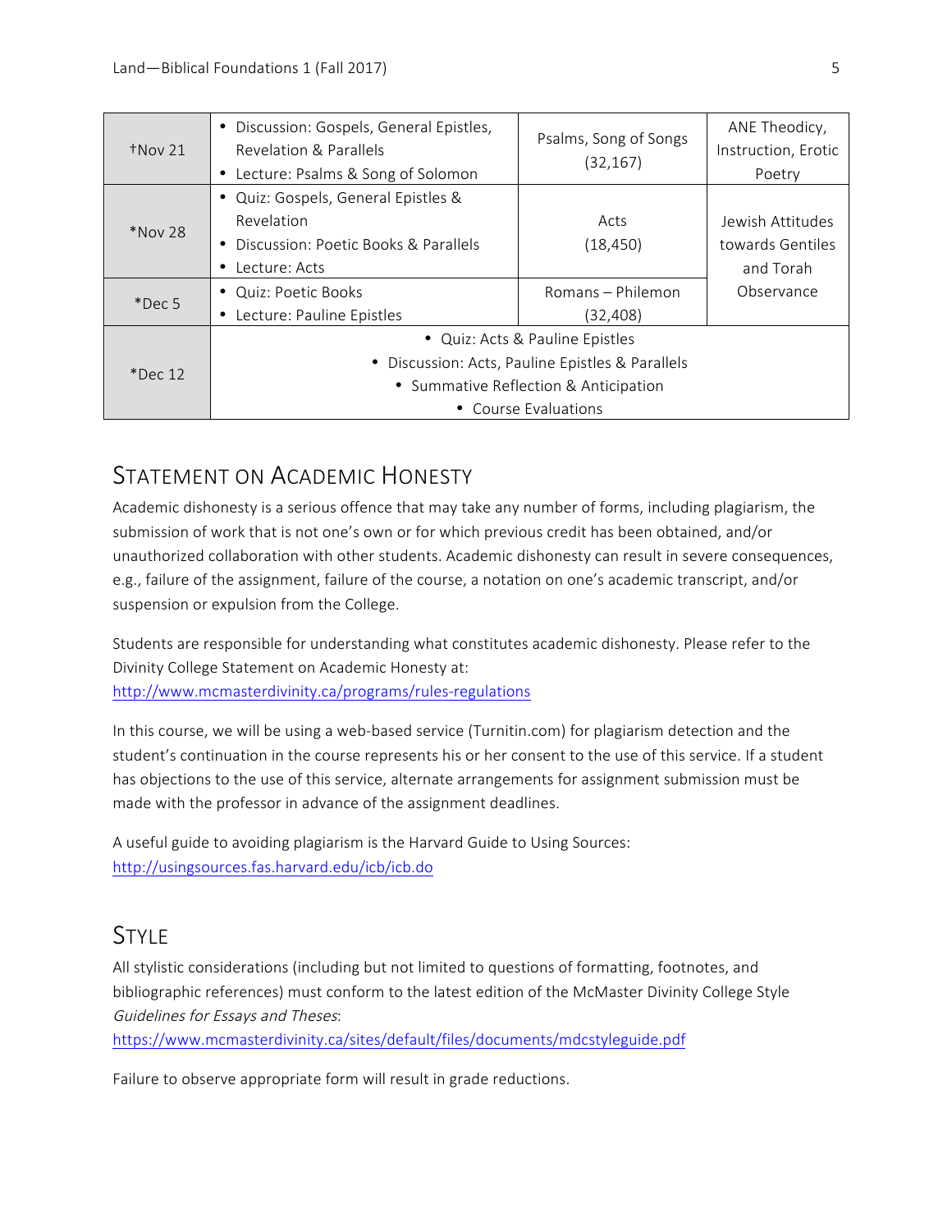| | | | |
|---|---|---|---|
| †Nov 21 | • Discussion: Gospels, General Epistles, Revelation & Parallels<br>• Lecture: Psalms & Song of Solomon | Psalms, Song of Songs (32,167) | ANE Theodicy, Instruction, Erotic Poetry |
| *Nov 28 | • Quiz: Gospels, General Epistles & Revelation<br>• Discussion: Poetic Books & Parallels<br>• Lecture: Acts | Acts (18,450) | Jewish Attitudes towards Gentiles and Torah Observance |
| *Dec 5 | • Quiz: Poetic Books<br>• Lecture: Pauline Epistles | Romans – Philemon (32,408) | |
| *Dec 12 | • Quiz: Acts & Pauline Epistles<br>• Discussion: Acts, Pauline Epistles & Parallels<br>• Summative Reflection & Anticipation<br>• Course Evaluations | | |

## Statement on Academic Honesty

Academic dishonesty is a serious offence that may take any number of forms, including plagiarism, the submission of work that is not one's own or for which previous credit has been obtained, and/or unauthorized collaboration with other students. Academic dishonesty can result in severe consequences, e.g., failure of the assignment, failure of the course, a notation on one's academic transcript, and/or suspension or expulsion from the College.

Students are responsible for understanding what constitutes academic dishonesty. Please refer to the Divinity College Statement on Academic Honesty at:
http://www.mcmasterdivinity.ca/programs/rules-regulations

In this course, we will be using a web-based service (Turnitin.com) for plagiarism detection and the student's continuation in the course represents his or her consent to the use of this service. If a student has objections to the use of this service, alternate arrangements for assignment submission must be made with the professor in advance of the assignment deadlines.

A useful guide to avoiding plagiarism is the Harvard Guide to Using Sources:
http://usingsources.fas.harvard.edu/icb/icb.do

## Style

All stylistic considerations (including but not limited to questions of formatting, footnotes, and bibliographic references) must conform to the latest edition of the McMaster Divinity College Style *Guidelines for Essays and Theses*:
https://www.mcmasterdivinity.ca/sites/default/files/documents/mdcstyleguide.pdf

Failure to observe appropriate form will result in grade reductions.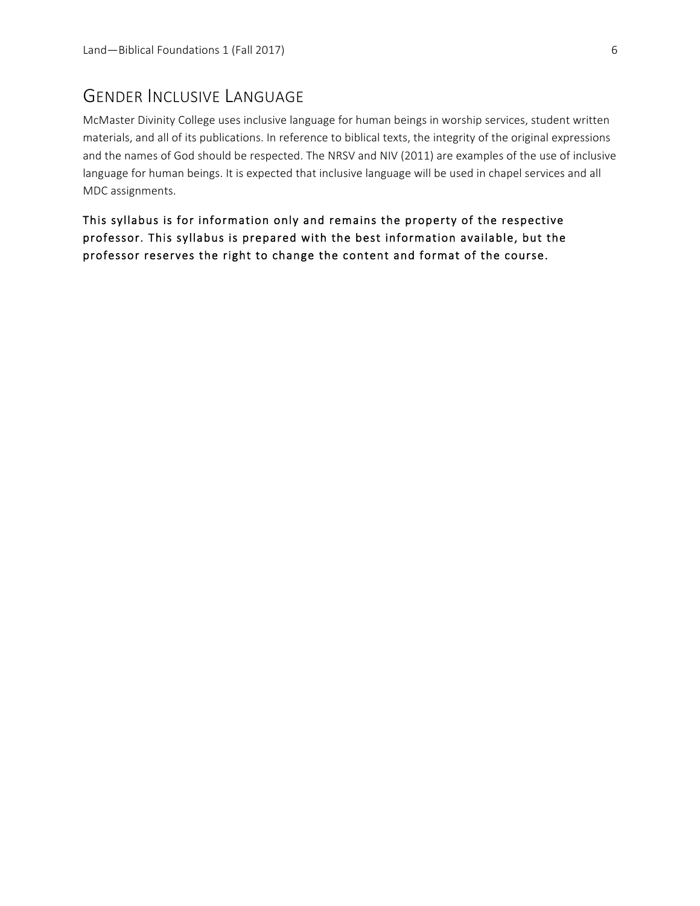## Gender Inclusive Language

McMaster Divinity College uses inclusive language for human beings in worship services, student written materials, and all of its publications. In reference to biblical texts, the integrity of the original expressions and the names of God should be respected. The NRSV and NIV (2011) are examples of the use of inclusive language for human beings. It is expected that inclusive language will be used in chapel services and all MDC assignments.

**This syllabus is for information only and remains the property of the respective professor. This syllabus is prepared with the best information available, but the professor reserves the right to change the content and format of the course.**